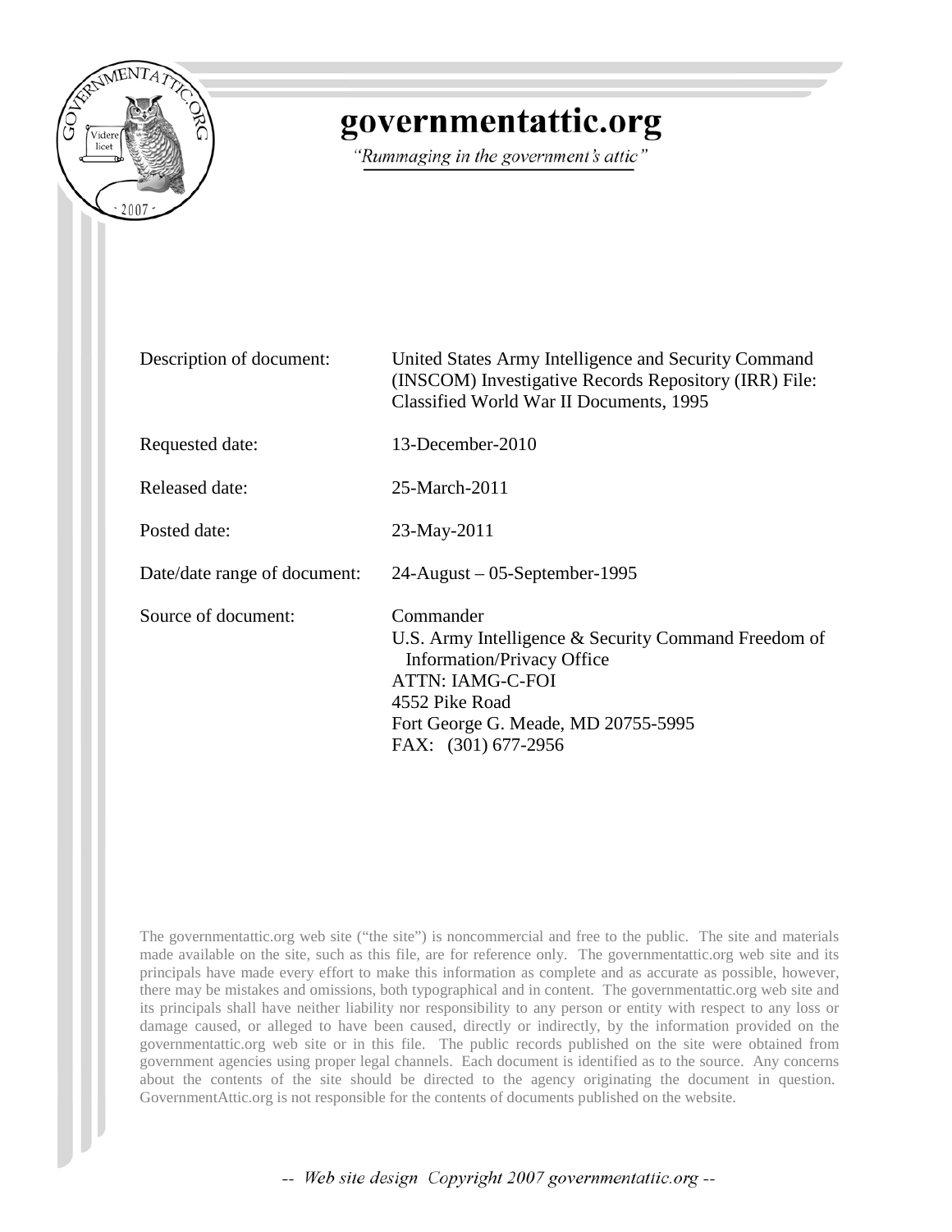# governmentattic.org

*"Rummaging in the government's attic"*

| | |
|---|---|
| Description of document: | United States Army Intelligence and Security Command (INSCOM) Investigative Records Repository (IRR) File: Classified World War II Documents, 1995 |
| Requested date: | 13-December-2010 |
| Released date: | 25-March-2011 |
| Posted date: | 23-May-2011 |
| Date/date range of document: | 24-August – 05-September-1995 |
| Source of document: | Commander<br>U.S. Army Intelligence & Security Command Freedom of Information/Privacy Office<br>ATTN: IAMG-C-FOI<br>4552 Pike Road<br>Fort George G. Meade, MD 20755-5995<br>FAX: (301) 677-2956 |

The governmentattic.org web site ("the site") is noncommercial and free to the public. The site and materials made available on the site, such as this file, are for reference only. The governmentattic.org web site and its principals have made every effort to make this information as complete and as accurate as possible, however, there may be mistakes and omissions, both typographical and in content. The governmentattic.org web site and its principals shall have neither liability nor responsibility to any person or entity with respect to any loss or damage caused, or alleged to have been caused, directly or indirectly, by the information provided on the governmentattic.org web site or in this file. The public records published on the site were obtained from government agencies using proper legal channels. Each document is identified as to the source. Any concerns about the contents of the site should be directed to the agency originating the document in question. GovernmentAttic.org is not responsible for the contents of documents published on the website.

-- Web site design Copyright 2007 governmentattic.org --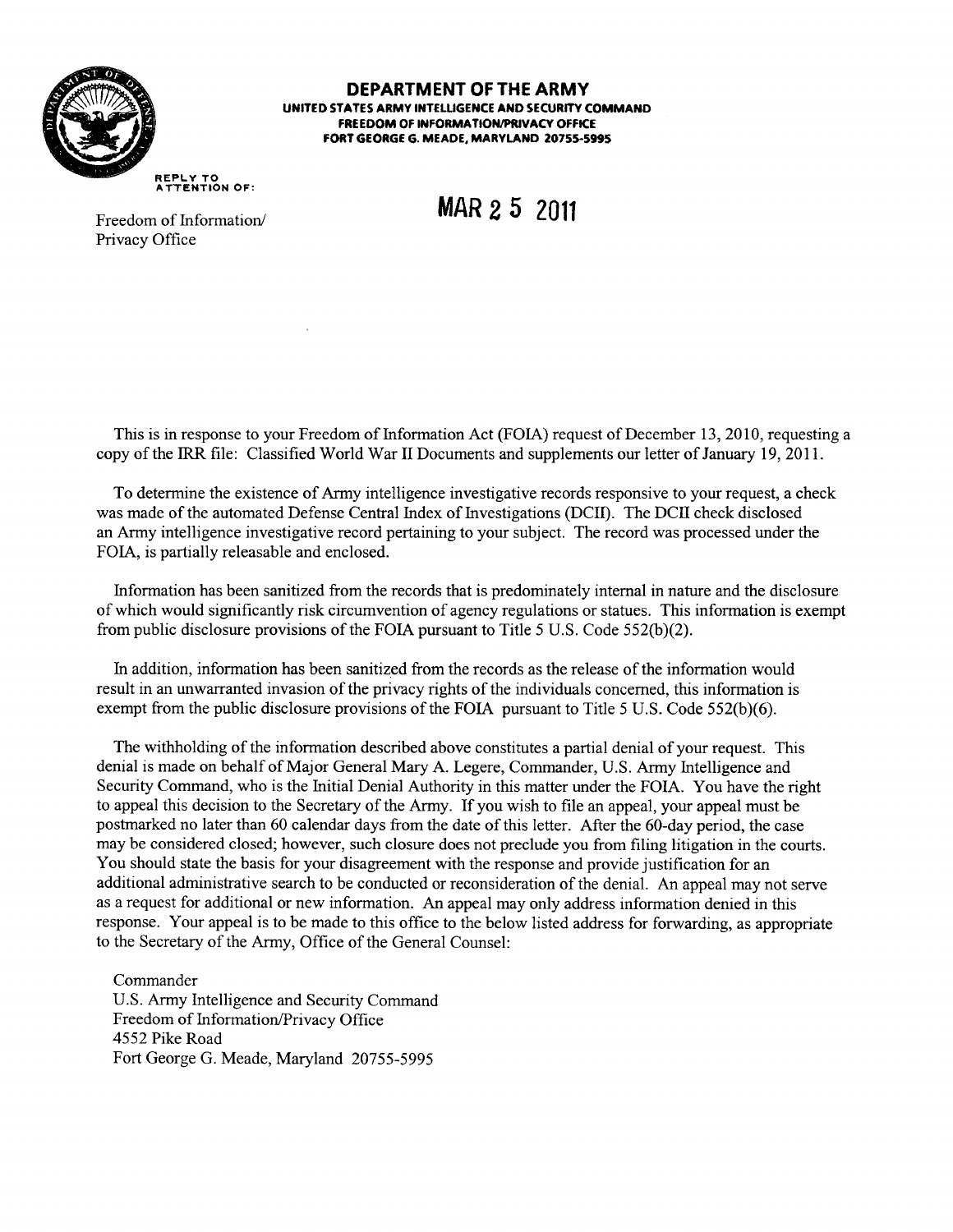**DEPARTMENT OF THE ARMY**
**UNITED STATES ARMY INTELLIGENCE AND SECURITY COMMAND**
**FREEDOM OF INFORMATION/PRIVACY OFFICE**
**FORT GEORGE G. MEADE, MARYLAND 20755-5995**

REPLY TO
ATTENTION OF:

Freedom of Information/
Privacy Office

MAR 25 2011

This is in response to your Freedom of Information Act (FOIA) request of December 13, 2010, requesting a copy of the IRR file: Classified World War II Documents and supplements our letter of January 19, 2011.

To determine the existence of Army intelligence investigative records responsive to your request, a check was made of the automated Defense Central Index of Investigations (DCII). The DCII check disclosed an Army intelligence investigative record pertaining to your subject. The record was processed under the FOIA, is partially releasable and enclosed.

Information has been sanitized from the records that is predominately internal in nature and the disclosure of which would significantly risk circumvention of agency regulations or statues. This information is exempt from public disclosure provisions of the FOIA pursuant to Title 5 U.S. Code 552(b)(2).

In addition, information has been sanitized from the records as the release of the information would result in an unwarranted invasion of the privacy rights of the individuals concerned, this information is exempt from the public disclosure provisions of the FOIA pursuant to Title 5 U.S. Code 552(b)(6).

The withholding of the information described above constitutes a partial denial of your request. This denial is made on behalf of Major General Mary A. Legere, Commander, U.S. Army Intelligence and Security Command, who is the Initial Denial Authority in this matter under the FOIA. You have the right to appeal this decision to the Secretary of the Army. If you wish to file an appeal, your appeal must be postmarked no later than 60 calendar days from the date of this letter. After the 60-day period, the case may be considered closed; however, such closure does not preclude you from filing litigation in the courts. You should state the basis for your disagreement with the response and provide justification for an additional administrative search to be conducted or reconsideration of the denial. An appeal may not serve as a request for additional or new information. An appeal may only address information denied in this response. Your appeal is to be made to this office to the below listed address for forwarding, as appropriate to the Secretary of the Army, Office of the General Counsel:

Commander
U.S. Army Intelligence and Security Command
Freedom of Information/Privacy Office
4552 Pike Road
Fort George G. Meade, Maryland 20755-5995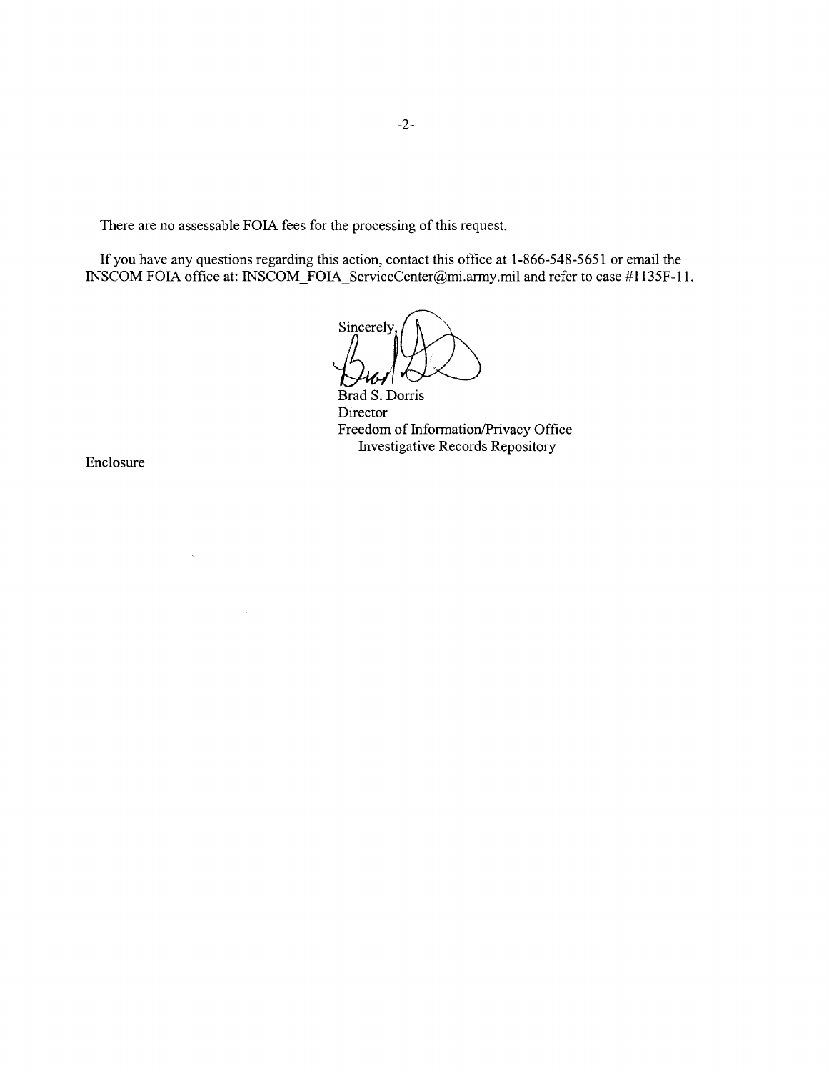There are no assessable FOIA fees for the processing of this request.

If you have any questions regarding this action, contact this office at 1-866-548-5651 or email the INSCOM FOIA office at: INSCOM_FOIA_ServiceCenter@mi.army.mil and refer to case #1135F-11.

Sincerely,

Brad S. Dorris
Director
Freedom of Information/Privacy Office
Investigative Records Repository

Enclosure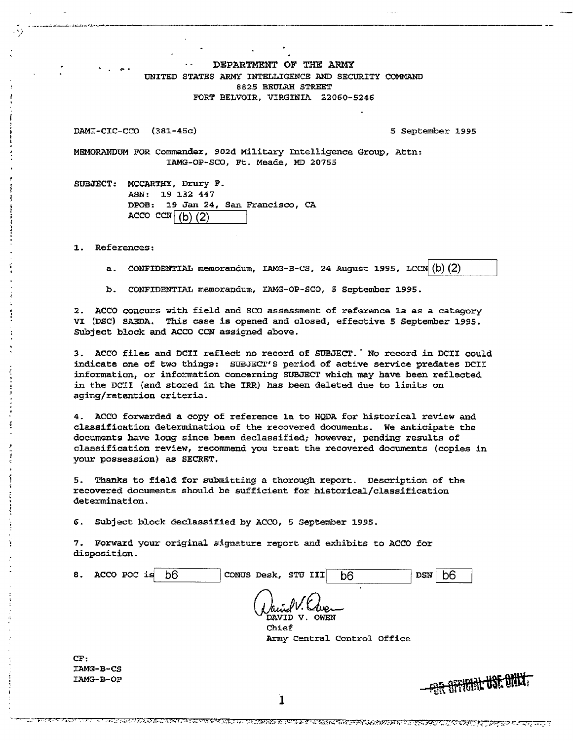DEPARTMENT OF THE ARMY
UNITED STATES ARMY INTELLIGENCE AND SECURITY COMMAND
8825 BEULAH STREET
FORT BELVOIR, VIRGINIA 22060-5246

DAMI-CIC-CCO (381-45c) 5 September 1995

MEMORANDUM FOR Commander, 902d Military Intelligence Group, Attn: IAMG-OP-SCO, Ft. Meade, MD 20755

SUBJECT: MCCARTHY, Drury F.
ASN: 19 132 447
DPOB: 19 Jan 24, San Francisco, CA
ACCO CCN (b) (2)

1. References:

   a. CONFIDENTIAL memorandum, IAMG-B-CS, 24 August 1995, LCCN (b) (2)

   b. CONFIDENTIAL memorandum, IAMG-OP-SCO, 5 September 1995.

2. ACCO concurs with field and SCO assessment of reference 1a as a category VI (DSC) SAEDA. This case is opened and closed, effective 5 September 1995. Subject block and ACCO CCN assigned above.

3. ACCO files and DCII reflect no record of SUBJECT. No record in DCII could indicate one of two things: SUBJECT'S period of active service predates DCII information, or information concerning SUBJECT which may have been reflected in the DCII (and stored in the IRR) has been deleted due to limits on aging/retention criteria.

4. ACCO forwarded a copy of reference 1a to HQDA for historical review and classification determination of the recovered documents. We anticipate the documents have long since been declassified; however, pending results of classification review, recommend you treat the recovered documents (copies in your possession) as SECRET.

5. Thanks to field for submitting a thorough report. Description of the recovered documents should be sufficient for historical/classification determination.

6. Subject block declassified by ACCO, 5 September 1995.

7. Forward your original signature report and exhibits to ACCO for disposition.

8. ACCO POC is b6 CONUS Desk, STU III b6 DSN b6

DAVID V. OWEN
Chief
Army Central Control Office

CF:
IAMG-B-CS
IAMG-B-OP

FOR OFFICIAL USE ONLY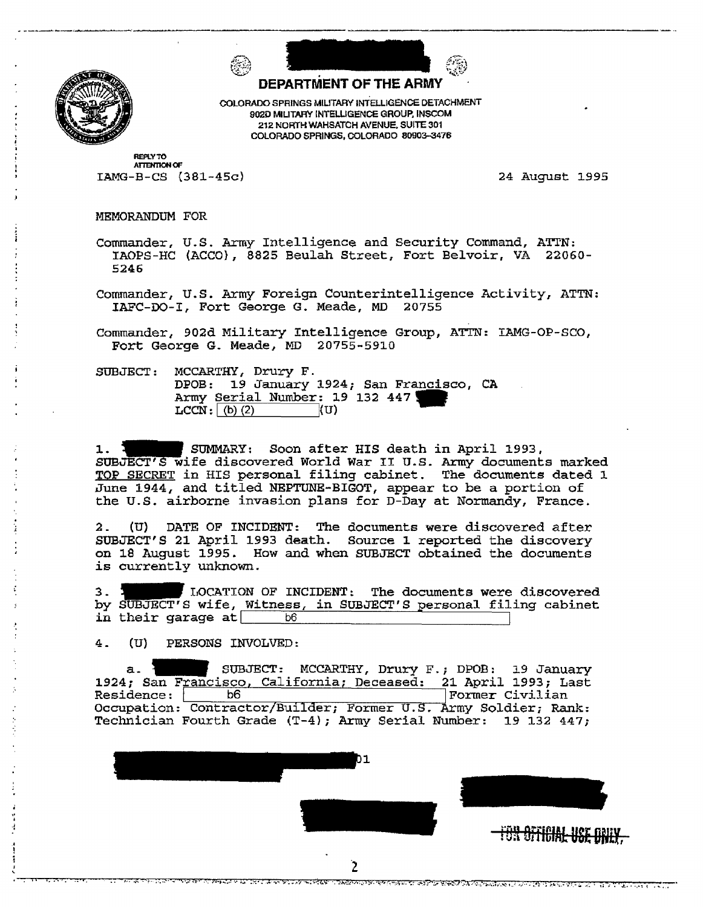# DEPARTMENT OF THE ARMY

COLORADO SPRINGS MILITARY INTELLIGENCE DETACHMENT
902D MILITARY INTELLIGENCE GROUP, INSCOM
212 NORTH WAHSATCH AVENUE, SUITE 301
COLORADO SPRINGS, COLORADO 80903-3476

REPLY TO
ATTENTION OF

IAMG-B-CS (381-45c) 24 August 1995

MEMORANDUM FOR

Commander, U.S. Army Intelligence and Security Command, ATTN: IAOPS-HC (ACCO), 8825 Beulah Street, Fort Belvoir, VA 22060-5246

Commander, U.S. Army Foreign Counterintelligence Activity, ATTN: IAFC-DO-I, Fort George G. Meade, MD 20755

Commander, 902d Military Intelligence Group, ATTN: IAMG-OP-SCO, Fort George G. Meade, MD 20755-5910

SUBJECT: MCCARTHY, Drury F.
DPOB: 19 January 1924; San Francisco, CA
Army Serial Number: 19 132 447
LCCN: (b) (2) (U)

1. SUMMARY: Soon after HIS death in April 1993, SUBJECT'S wife discovered World War II U.S. Army documents marked TOP SECRET in HIS personal filing cabinet. The documents dated 1 June 1944, and titled NEPTUNE-BIGOT, appear to be a portion of the U.S. airborne invasion plans for D-Day at Normandy, France.

2. (U) DATE OF INCIDENT: The documents were discovered after SUBJECT'S 21 April 1993 death. Source 1 reported the discovery on 18 August 1995. How and when SUBJECT obtained the documents is currently unknown.

3. LOCATION OF INCIDENT: The documents were discovered by SUBJECT'S wife, Witness, in SUBJECT'S personal filing cabinet in their garage at b6

4. (U) PERSONS INVOLVED:

a. SUBJECT: MCCARTHY, Drury F.; DPOB: 19 January 1924; San Francisco, California; Deceased: 21 April 1993; Last Residence: b6 Former Civilian Occupation: Contractor/Builder; Former U.S. Army Soldier; Rank: Technician Fourth Grade (T-4); Army Serial Number: 19 132 447;

FOR OFFICIAL USE ONLY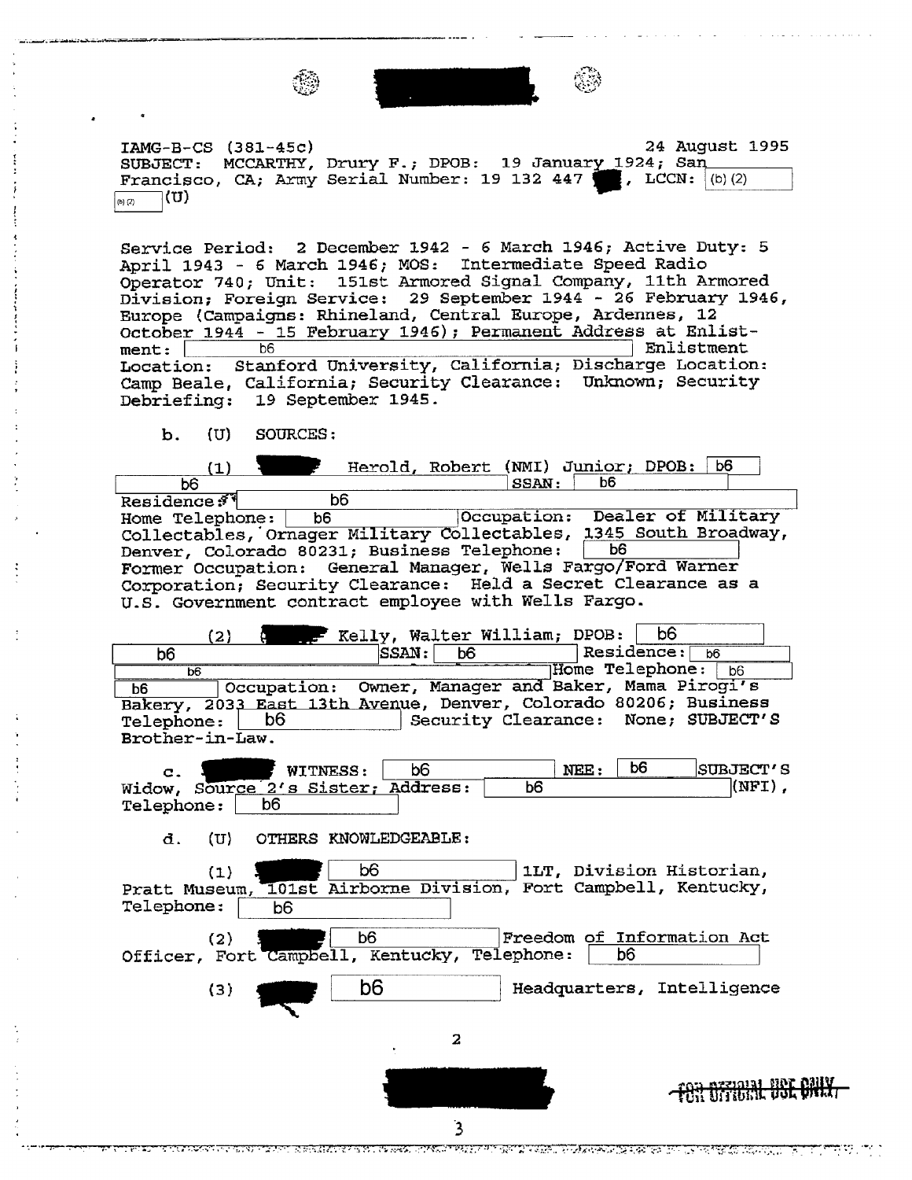IAMG-B-CS (381-45c)                                                                                   24 August 1995

SUBJECT: MCCARTHY, Drury F.; DPOB: 19 January 1924; San Francisco, CA; Army Serial Number: 19 132 447 , LCCN: (b)(2) (b)(2) (U)

Service Period: 2 December 1942 - 6 March 1946; Active Duty: 5 April 1943 - 6 March 1946; MOS: Intermediate Speed Radio Operator 740; Unit: 151st Armored Signal Company, 11th Armored Division; Foreign Service: 29 September 1944 - 26 February 1946, Europe (Campaigns: Rhineland, Central Europe, Ardennes, 12 October 1944 - 15 February 1946); Permanent Address at Enlistment: b6 Enlistment Location: Stanford University, California; Discharge Location: Camp Beale, California; Security Clearance: Unknown; Security Debriefing: 19 September 1945.

b. (U) SOURCES:

(1) Herold, Robert (NMI) Junior; DPOB: b6 b6 SSAN: b6 Residence: b6 Home Telephone: b6 Occupation: Dealer of Military Collectables, Ornager Military Collectables, 1345 South Broadway, Denver, Colorado 80231; Business Telephone: b6 Former Occupation: General Manager, Wells Fargo/Ford Warner Corporation; Security Clearance: Held a Secret Clearance as a U.S. Government contract employee with Wells Fargo.

(2) Kelly, Walter William; DPOB: b6 b6 SSAN: b6 Residence: b6 b6 Home Telephone: b6 b6 Occupation: Owner, Manager and Baker, Mama Pirogi's Bakery, 2033 East 13th Avenue, Denver, Colorado 80206; Business Telephone: b6 Security Clearance: None; SUBJECT'S Brother-in-Law.

c. WITNESS: b6 NEE: b6 SUBJECT'S Widow, Source 2's Sister; Address: b6 (NFI), Telephone: b6

d. (U) OTHERS KNOWLEDGEABLE:

(1) b6 1LT, Division Historian, Pratt Museum, 101st Airborne Division, Fort Campbell, Kentucky, Telephone: b6

(2) b6 Freedom of Information Act Officer, Fort Campbell, Kentucky, Telephone: b6

(3) b6 Headquarters, Intelligence

FOR OFFICIAL USE ONLY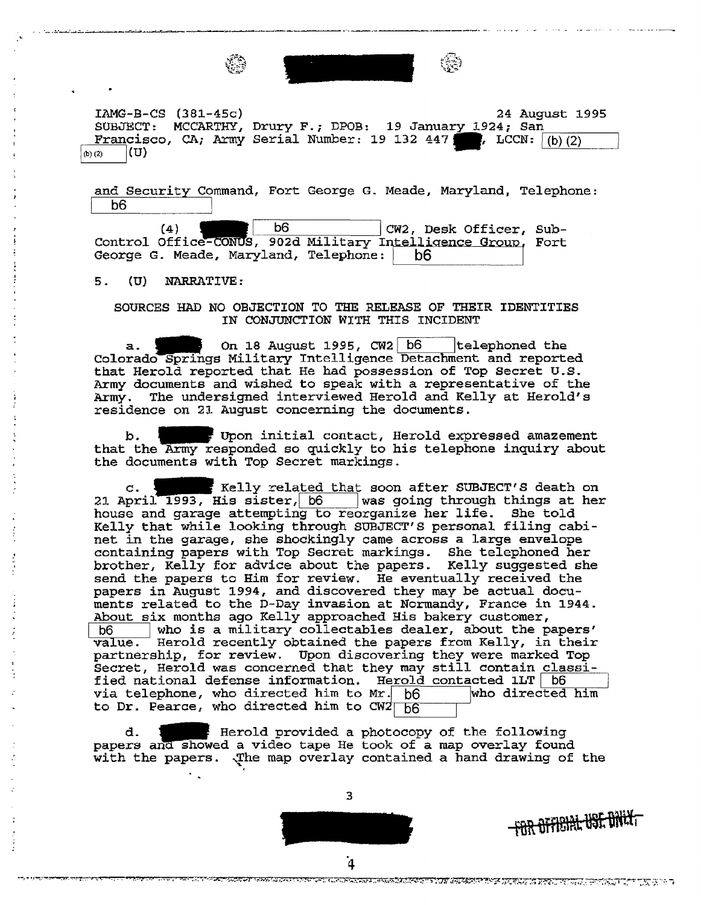IAMG-B-CS (381-45c) 24 August 1995
SUBJECT: MCCARTHY, Drury F.; DPOB: 19 January 1924; San Francisco, CA; Army Serial Number: 19 132 447 ██, LCCN: (b) (2) (b) (2) (U)

and Security Command, Fort George G. Meade, Maryland, Telephone: b6

(4) ██ b6 CW2, Desk Officer, Sub-Control Office-CONUS, 902d Military Intelligence Group, Fort George G. Meade, Maryland, Telephone: b6

5. (U) NARRATIVE:

SOURCES HAD NO OBJECTION TO THE RELEASE OF THEIR IDENTITIES IN CONJUNCTION WITH THIS INCIDENT

a. ██ On 18 August 1995, CW2 b6 telephoned the Colorado Springs Military Intelligence Detachment and reported that Herold reported that He had possession of Top Secret U.S. Army documents and wished to speak with a representative of the Army. The undersigned interviewed Herold and Kelly at Herold's residence on 21 August concerning the documents.

b. ██ Upon initial contact, Herold expressed amazement that the Army responded so quickly to his telephone inquiry about the documents with Top Secret markings.

c. ██ Kelly related that soon after SUBJECT'S death on 21 April 1993, His sister, b6 was going through things at her house and garage attempting to reorganize her life. She told Kelly that while looking through SUBJECT'S personal filing cabinet in the garage, she shockingly came across a large envelope containing papers with Top Secret markings. She telephoned her brother, Kelly for advice about the papers. Kelly suggested she send the papers to Him for review. He eventually received the papers in August 1994, and discovered they may be actual documents related to the D-Day invasion at Normandy, France in 1944. About six months ago Kelly approached His bakery customer, b6 who is a military collectables dealer, about the papers' value. Herold recently obtained the papers from Kelly, in their partnership, for review. Upon discovering they were marked Top Secret, Herold was concerned that they may still contain classified national defense information. Herold contacted 1LT b6 via telephone, who directed him to Mr. b6 who directed him to Dr. Pearce, who directed him to CW2 b6

d. ██ Herold provided a photocopy of the following papers and showed a video tape He took of a map overlay found with the papers. The map overlay contained a hand drawing of the

FOR OFFICIAL USE ONLY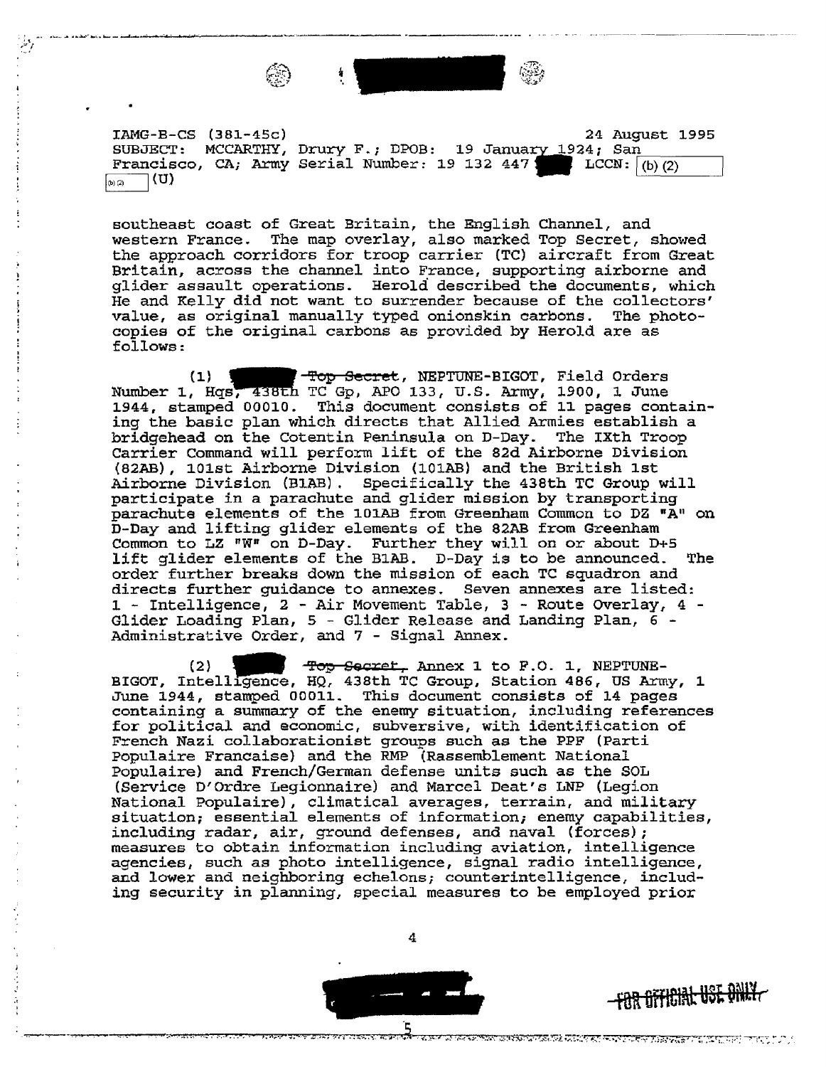IAMG-B-CS (381-45c) 24 August 1995
SUBJECT: MCCARTHY, Drury F.; DPOB: 19 January 1924; San Francisco, CA; Army Serial Number: 19 132 447 LCCN: (b) (2) (b) (2) (U)

southeast coast of Great Britain, the English Channel, and western France. The map overlay, also marked Top Secret, showed the approach corridors for troop carrier (TC) aircraft from Great Britain, across the channel into France, supporting airborne and glider assault operations. Herold described the documents, which He and Kelly did not want to surrender because of the collectors' value, as original manually typed onionskin carbons. The photocopies of the original carbons as provided by Herold are as follows:

(1) ~~Top Secret~~, NEPTUNE-BIGOT, Field Orders Number 1, Hqs, 438th TC Gp, APO 133, U.S. Army, 1900, 1 June 1944, stamped 00010. This document consists of 11 pages containing the basic plan which directs that Allied Armies establish a bridgehead on the Cotentin Peninsula on D-Day. The IXth Troop Carrier Command will perform lift of the 82d Airborne Division (82AB), 101st Airborne Division (101AB) and the British 1st Airborne Division (B1AB). Specifically the 438th TC Group will participate in a parachute and glider mission by transporting parachute elements of the 101AB from Greenham Common to DZ "A" on D-Day and lifting glider elements of the 82AB from Greenham Common to LZ "W" on D-Day. Further they will on or about D+5 lift glider elements of the B1AB. D-Day is to be announced. The order further breaks down the mission of each TC squadron and directs further guidance to annexes. Seven annexes are listed: 1 - Intelligence, 2 - Air Movement Table, 3 - Route Overlay, 4 - Glider Loading Plan, 5 - Glider Release and Landing Plan, 6 - Administrative Order, and 7 - Signal Annex.

(2) ~~Top Secret~~, Annex 1 to F.O. 1, NEPTUNE-BIGOT, Intelligence, HQ, 438th TC Group, Station 486, US Army, 1 June 1944, stamped 00011. This document consists of 14 pages containing a summary of the enemy situation, including references for political and economic, subversive, with identification of French Nazi collaborationist groups such as the PPF (Parti Populaire Francaise) and the RMP (Rassemblement National Populaire) and French/German defense units such as the SOL (Service D'Ordre Legionnaire) and Marcel Deat's LNP (Legion National Populaire), climatical averages, terrain, and military situation; essential elements of information; enemy capabilities, including radar, air, ground defenses, and naval (forces); measures to obtain information including aviation, intelligence agencies, such as photo intelligence, signal radio intelligence, and lower and neighboring echelons; counterintelligence, including security in planning, special measures to be employed prior

~~FOR OFFICIAL USE ONLY~~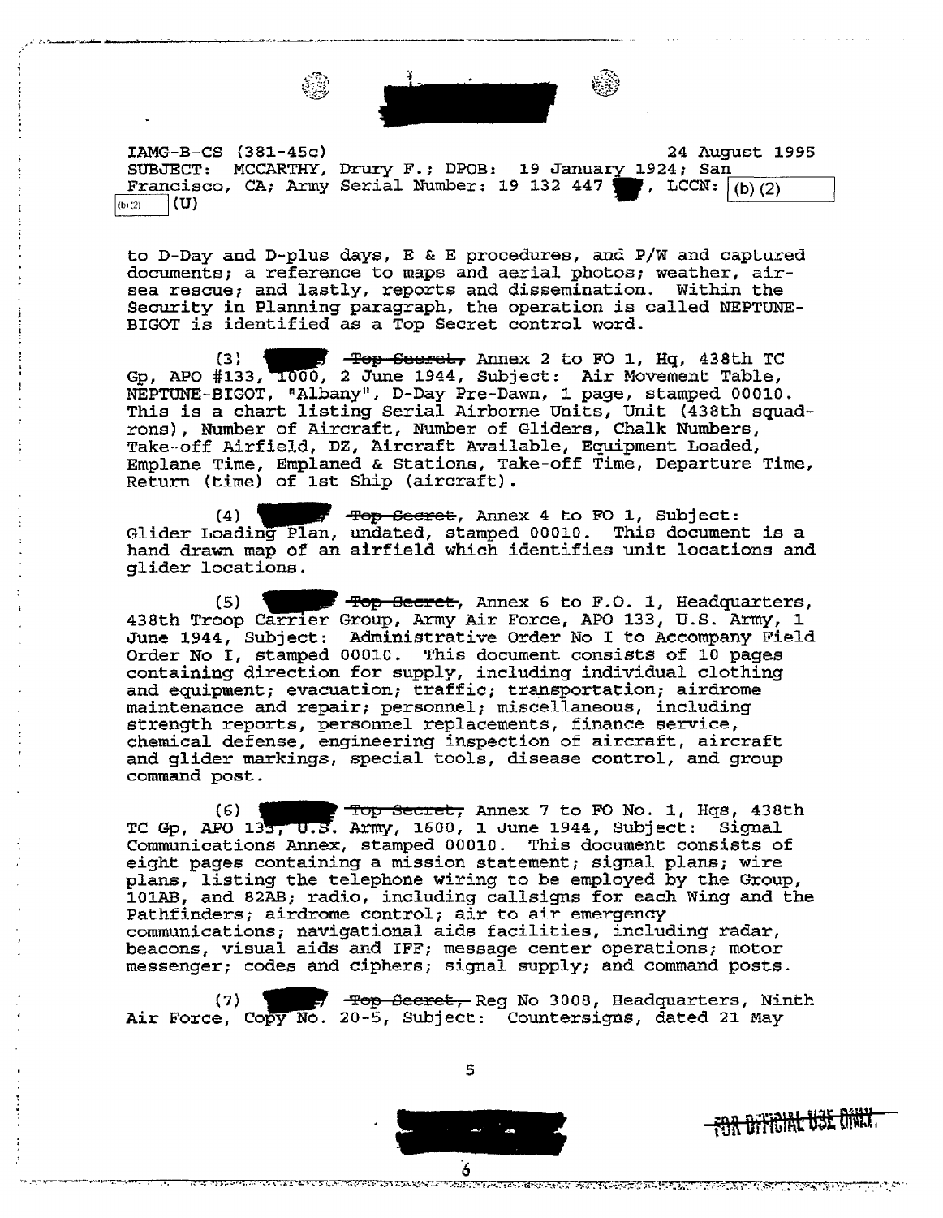IAMG-B-CS (381-45c) 24 August 1995
SUBJECT: MCCARTHY, Drury F.; DPOB: 19 January 1924; San Francisco, CA; Army Serial Number: 19 132 447 , LCCN: (b)(2) (b)(2) (U)

to D-Day and D-plus days, E & E procedures, and P/W and captured documents; a reference to maps and aerial photos; weather, air-sea rescue; and lastly, reports and dissemination. Within the Security in Planning paragraph, the operation is called NEPTUNE-BIGOT is identified as a Top Secret control word.

(3) ~~Top Secret,~~ Annex 2 to FO 1, Hq, 438th TC Gp, APO #133, 1000, 2 June 1944, Subject: Air Movement Table, NEPTUNE-BIGOT, "Albany", D-Day Pre-Dawn, 1 page, stamped 00010. This is a chart listing Serial Airborne Units, Unit (438th squadrons), Number of Aircraft, Number of Gliders, Chalk Numbers, Take-off Airfield, DZ, Aircraft Available, Equipment Loaded, Emplane Time, Emplaned & Stations, Take-off Time, Departure Time, Return (time) of 1st Ship (aircraft).

(4) ~~Top Secret~~, Annex 4 to FO 1, Subject: Glider Loading Plan, undated, stamped 00010. This document is a hand drawn map of an airfield which identifies unit locations and glider locations.

(5) ~~Top Secret~~, Annex 6 to F.O. 1, Headquarters, 438th Troop Carrier Group, Army Air Force, APO 133, U.S. Army, 1 June 1944, Subject: Administrative Order No I to Accompany Field Order No I, stamped 00010. This document consists of 10 pages containing direction for supply, including individual clothing and equipment; evacuation; traffic; transportation; airdrome maintenance and repair; personnel; miscellaneous, including strength reports, personnel replacements, finance service, chemical defense, engineering inspection of aircraft, aircraft and glider markings, special tools, disease control, and group command post.

(6) ~~Top Secret,~~ Annex 7 to FO No. 1, Hqs, 438th TC Gp, APO 133, U.S. Army, 1600, 1 June 1944, Subject: Signal Communications Annex, stamped 00010. This document consists of eight pages containing a mission statement; signal plans; wire plans, listing the telephone wiring to be employed by the Group, 101AB, and 82AB; radio, including callsigns for each Wing and the Pathfinders; airdrome control; air to air emergency communications; navigational aids facilities, including radar, beacons, visual aids and IFF; message center operations; motor messenger; codes and ciphers; signal supply; and command posts.

(7) ~~Top Secret,~~ Reg No 3008, Headquarters, Ninth Air Force, Copy No. 20-5, Subject: Countersigns, dated 21 May

~~FOR OFFICIAL USE ONLY~~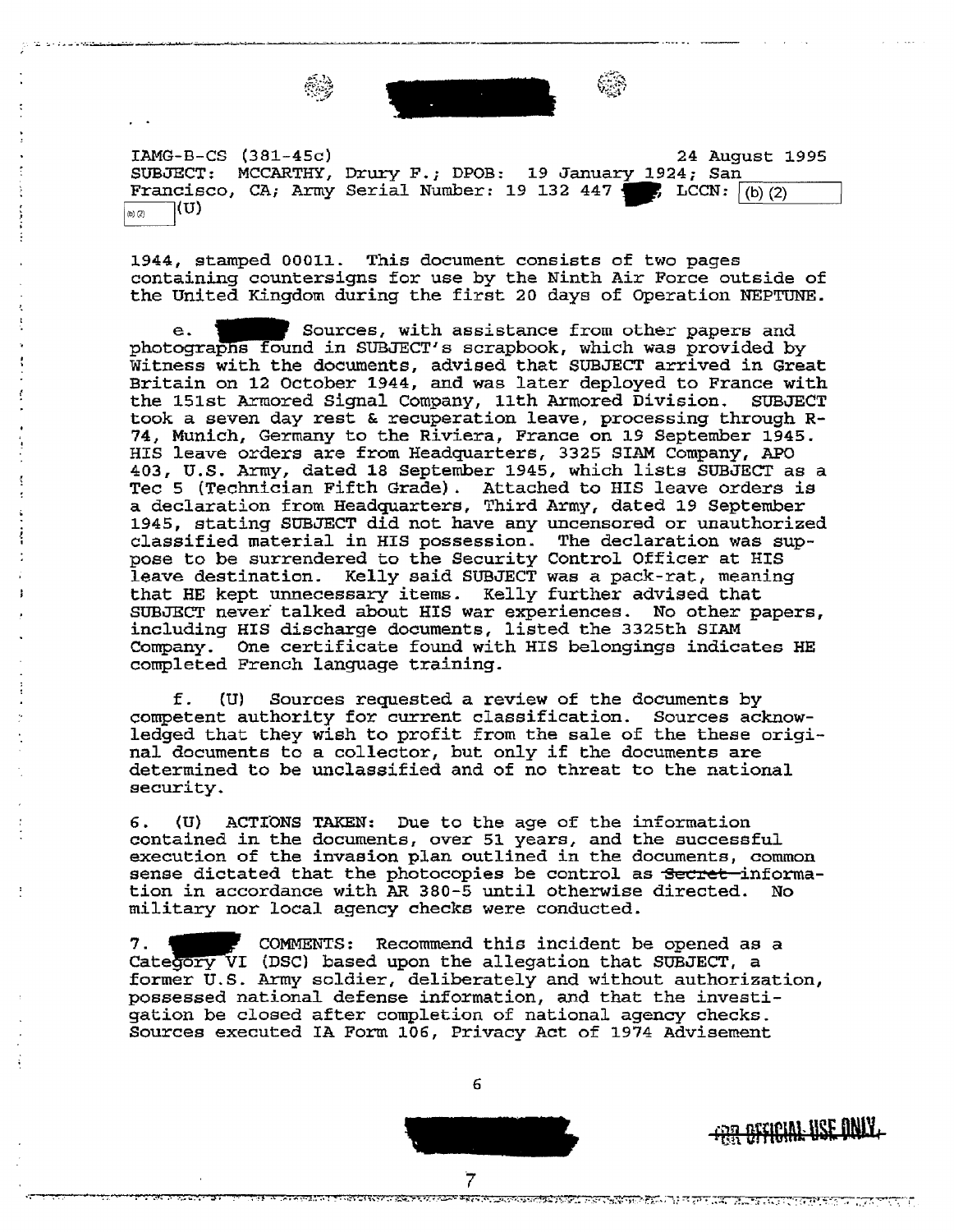IAMG-B-CS (381-45c) 24 August 1995
SUBJECT: MCCARTHY, Drury F.; DPOB: 19 January 1924; San Francisco, CA; Army Serial Number: 19 132 447 ; LCCN: (b) (2)
(b) (2) (U)

1944, stamped 00011. This document consists of two pages containing countersigns for use by the Ninth Air Force outside of the United Kingdom during the first 20 days of Operation NEPTUNE.

e. Sources, with assistance from other papers and photographs found in SUBJECT's scrapbook, which was provided by Witness with the documents, advised that SUBJECT arrived in Great Britain on 12 October 1944, and was later deployed to France with the 151st Armored Signal Company, 11th Armored Division. SUBJECT took a seven day rest & recuperation leave, processing through R-74, Munich, Germany to the Riviera, France on 19 September 1945. HIS leave orders are from Headquarters, 3325 SIAM Company, APO 403, U.S. Army, dated 18 September 1945, which lists SUBJECT as a Tec 5 (Technician Fifth Grade). Attached to HIS leave orders is a declaration from Headquarters, Third Army, dated 19 September 1945, stating SUBJECT did not have any uncensored or unauthorized classified material in HIS possession. The declaration was suppose to be surrendered to the Security Control Officer at HIS leave destination. Kelly said SUBJECT was a pack-rat, meaning that HE kept unnecessary items. Kelly further advised that SUBJECT never talked about HIS war experiences. No other papers, including HIS discharge documents, listed the 3325th SIAM Company. One certificate found with HIS belongings indicates HE completed French language training.

f. (U) Sources requested a review of the documents by competent authority for current classification. Sources acknowledged that they wish to profit from the sale of the these original documents to a collector, but only if the documents are determined to be unclassified and of no threat to the national security.

6. (U) ACTIONS TAKEN: Due to the age of the information contained in the documents, over 51 years, and the successful execution of the invasion plan outlined in the documents, common sense dictated that the photocopies be control as ~~Secret~~ information in accordance with AR 380-5 until otherwise directed. No military nor local agency checks were conducted.

7. COMMENTS: Recommend this incident be opened as a Category VI (DSC) based upon the allegation that SUBJECT, a former U.S. Army soldier, deliberately and without authorization, possessed national defense information, and that the investigation be closed after completion of national agency checks. Sources executed IA Form 106, Privacy Act of 1974 Advisement

~~FOR OFFICIAL USE ONLY~~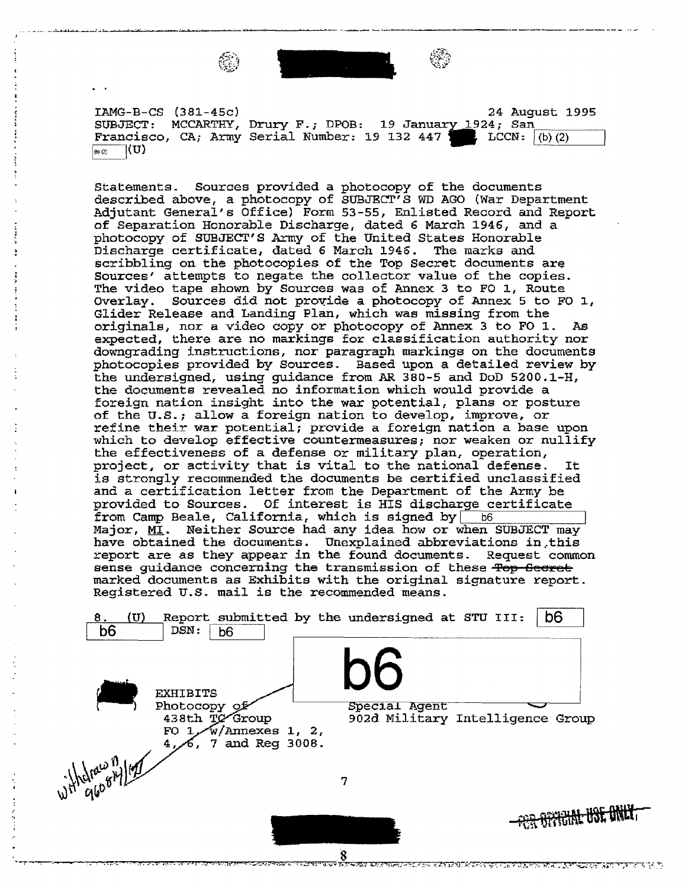IAMG-B-CS (381-45c) 24 August 1995
SUBJECT: MCCARTHY, Drury F.; DPOB: 19 January 1924; San Francisco, CA; Army Serial Number: 19 132 447 LCCN: (b) (2) (b)(2) (U)

Statements. Sources provided a photocopy of the documents described above, a photocopy of SUBJECT'S WD AGO (War Department Adjutant General's Office) Form 53-55, Enlisted Record and Report of Separation Honorable Discharge, dated 6 March 1946, and a photocopy of SUBJECT'S Army of the United States Honorable Discharge certificate, dated 6 March 1946. The marks and scribbling on the photocopies of the Top Secret documents are Sources' attempts to negate the collector value of the copies. The video tape shown by Sources was of Annex 3 to FO 1, Route Overlay. Sources did not provide a photocopy of Annex 5 to FO 1, Glider Release and Landing Plan, which was missing from the originals, nor a video copy or photocopy of Annex 3 to FO 1. As expected, there are no markings for classification authority nor downgrading instructions, nor paragraph markings on the documents photocopies provided by Sources. Based upon a detailed review by the undersigned, using guidance from AR 380-5 and DoD 5200.1-H, the documents revealed no information which would provide a foreign nation insight into the war potential, plans or posture of the U.S.; allow a foreign nation to develop, improve, or refine their war potential; provide a foreign nation a base upon which to develop effective countermeasures; nor weaken or nullify the effectiveness of a defense or military plan, operation, project, or activity that is vital to the national defense. It is strongly recommended the documents be certified unclassified and a certification letter from the Department of the Army be provided to Sources. Of interest is HIS discharge certificate from Camp Beale, California, which is signed by b6 Major, MI. Neither Source had any idea how or when SUBJECT may have obtained the documents. Unexplained abbreviations in this report are as they appear in the found documents. Request common sense guidance concerning the transmission of these ~~Top Secret~~ marked documents as Exhibits with the original signature report. Registered U.S. mail is the recommended means.

8. (U) Report submitted by the undersigned at STU III: b6 b6 DSN: b6

b6
Special Agent
902d Military Intelligence Group

EXHIBITS
Photocopy of
438th TC Group
FO 1, w/Annexes 1, 2, 4, 6, 7 and Reg 3008.

withdrawn 960814/95

FOR OFFICIAL USE ONLY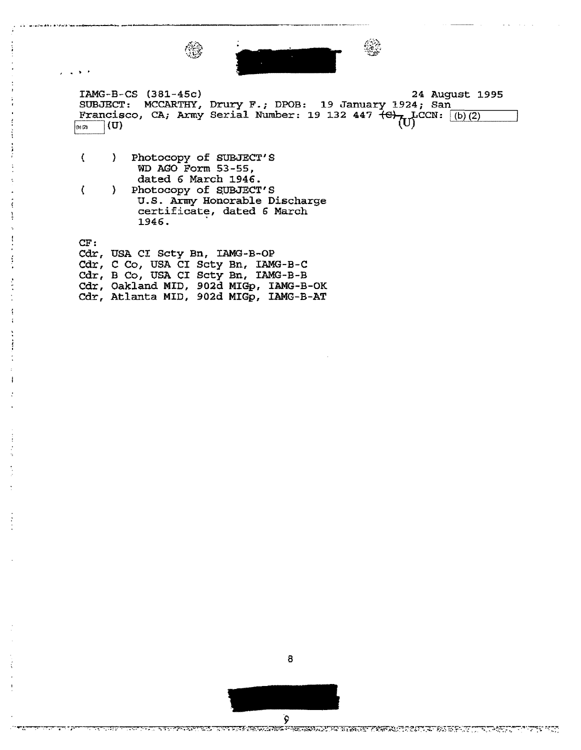IAMG-B-CS (381-45c) 24 August 1995

SUBJECT: MCCARTHY, Drury F.; DPOB: 19 January 1924; San Francisco, CA; Army Serial Number: 19 132 447 ~~(C)~~ (U), LCCN: (b)(2) (b)(2) (U)

( ) Photocopy of SUBJECT'S WD AGO Form 53-55, dated 6 March 1946.

( ) Photocopy of SUBJECT'S U.S. Army Honorable Discharge certificate, dated 6 March 1946.

CF:
Cdr, USA CI Scty Bn, IAMG-B-OP
Cdr, C Co, USA CI Scty Bn, IAMG-B-C
Cdr, B Co, USA CI Scty Bn, IAMG-B-B
Cdr, Oakland MID, 902d MIGp, IAMG-B-OK
Cdr, Atlanta MID, 902d MIGp, IAMG-B-AT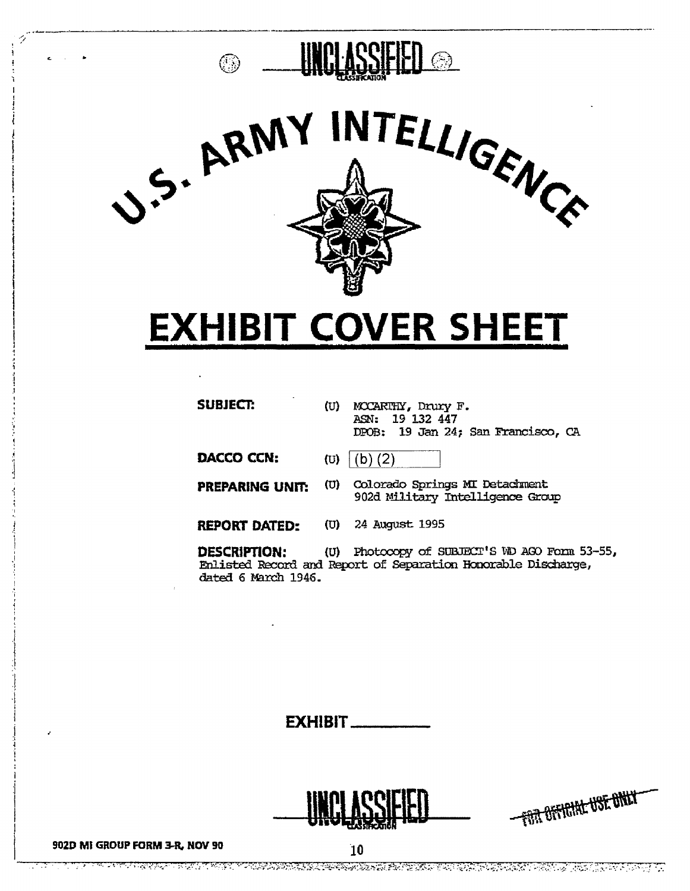UNCLASSIFIED
CLASSIFICATION

# U.S. ARMY INTELLIGENCE

# EXHIBIT COVER SHEET

**SUBJECT:** (U) MCCARTHY, Drury F.
ASN: 19 132 447
DPOB: 19 Jan 24; San Francisco, CA

**DACCO CCN:** (U) (b) (2)

**PREPARING UNIT:** (U) Colorado Springs MI Detachment
902d Military Intelligence Group

**REPORT DATED:** (U) 24 August 1995

**DESCRIPTION:** (U) Photocopy of SUBJECT'S WD AGO Form 53-55, Enlisted Record and Report of Separation Honorable Discharge, dated 6 March 1946.

**EXHIBIT** ________

UNCLASSIFIED
CLASSIFICATION

FOR OFFICIAL USE ONLY

902D MI GROUP FORM 3-R, NOV 90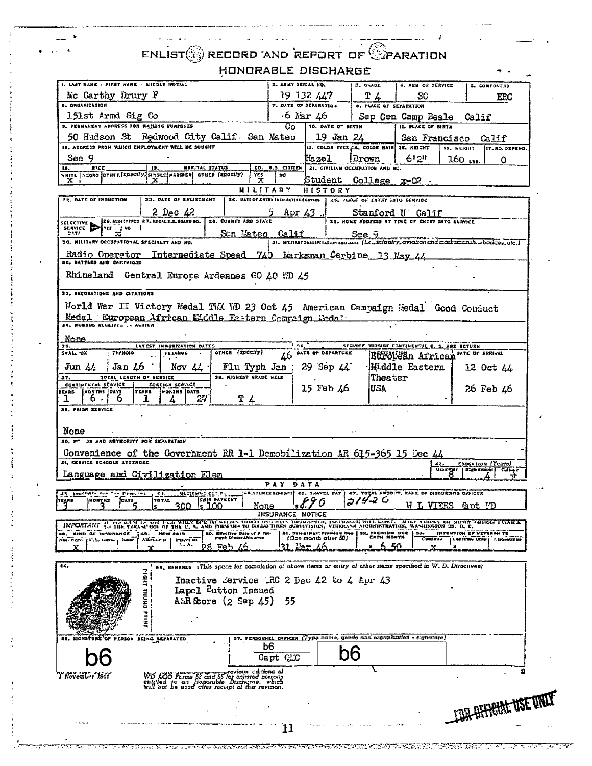# ENLISTED RECORD AND REPORT OF SEPARATION

## HONORABLE DISCHARGE

| 1. LAST NAME - FIRST NAME - MIDDLE INITIAL | 2. ARMY SERIAL NO. | 3. GRADE | 4. ARM OR SERVICE | 5. COMPONENT |
|---|---|---|---|---|
| Mc Carthy Drury F | 19 132 447 | T 4 | SC | ERC |

| 6. ORGANIZATION | 7. DATE OF SEPARATION | 8. PLACE OF SEPARATION |
|---|---|---|
| 151st Armd Sig Co | 6 Mar 46 | Sep Cen Camp Beale Calif |

| 9. PERMANENT ADDRESS FOR MAILING PURPOSES | 10. DATE OF BIRTH | 11. PLACE OF BIRTH |
|---|---|---|
| 50 Hudson St Redwood City Calif San Mateo Co | 19 Jan 24 | San Francisco Calif |

| 12. ADDRESS FROM WHICH EMPLOYMENT WILL BE SOUGHT | 13. COLOR EYES | 14. COLOR HAIR | 15. HEIGHT | 16. WEIGHT | 17. NO. DEPEND. |
|---|---|---|---|---|---|
| See 9 | Hazel | Brown | 6'2" | 160 LBS. | 0 |

| 18. RACE: White | Negro | Other (specify) | 19. MARITAL STATUS: Single | Married | Other (specify) | 20. U.S. CITIZEN: Yes | No | 21. CIVILIAN OCCUPATION AND NO. |
|---|---|---|---|---|---|---|---|---|
| X | | | X | | | X | | Student College x-02 |

### MILITARY HISTORY

| 22. DATE OF INDUCTION | 23. DATE OF ENLISTMENT | 24. DATE OF ENTRY INTO ACTIVE SERVICE | 25. PLACE OF ENTRY INTO SERVICE |
|---|---|---|---|
| | 2 Dec 42 | 5 Apr 43 | Stanford U Calif |

| 26. SELECTIVE SERVICE DATA: REGISTERED Yes | No | 27. LOCAL S.S. BOARD NO. | 28. COUNTY AND STATE | 29. HOME ADDRESS AT TIME OF ENTRY INTO SERVICE |
|---|---|---|---|---|
| | X | | San Mateo Calif | See 9 |

30. MILITARY OCCUPATIONAL SPECIALTY AND NO.: Radio Operator Intermediate Speed 740

31. MILITARY QUALIFICATION AND DATE (i.e., infantry, aviation and marksmanship badges, etc.): Marksman Carbine 13 May 44

32. BATTLES AND CAMPAIGNS: Rhineland Central Europe Ardennes GO 40 WD 45

33. DECORATIONS AND CITATIONS: World War II Victory Medal TWX WD 23 Oct 45 American Campaign Medal Good Conduct Medal European African Middle Eastern Campaign Medal

34. WOUNDS RECEIVED IN ACTION: None

| 35. LATEST IMMUNIZATION DATES: SMALLPOX | TYPHOID | TETANUS | OTHER (specify) |
|---|---|---|---|
| Jun 44 | Jan 46 | Nov 44 | Flu Typh Jan 46 |

| 36. SERVICE OUTSIDE CONTINENTAL U.S. AND RETURN: DATE OF DEPARTURE | DESTINATION | DATE OF ARRIVAL |
|---|---|---|
| 29 Sep 44 | European African Middle Eastern Theater | 12 Oct 44 |
| 15 Feb 46 | USA | 26 Feb 46 |

| 37. TOTAL LENGTH OF SERVICE: CONTINENTAL SERVICE Years | Months | Days | FOREIGN SERVICE Years | Months | Days | 38. HIGHEST GRADE HELD |
|---|---|---|---|---|---|---|
| 1 | 6 | 6 | 1 | 4 | 27 | T 4 |

39. PRIOR SERVICE: None

40. REASON AND AUTHORITY FOR SEPARATION: Convenience of the Government RR 1-1 Demobilization AR 615-365 15 Dec 44

41. SERVICE SCHOOLS ATTENDED: Language and Civilization Elem

| 42. EDUCATION (Years): Grammar | High School | College |
|---|---|---|
| 8 | 4 | ✱ |

### PAY DATA

| 43. LONGEVITY FOR PAY PURPOSES: Years | Months | Days | 44. MUSTERING OUT PAY: Total | This Payment | 45. SOLDIERS DEPOSITS | 46. TRAVEL PAY | 47. TOTAL AMOUNT, NAME OF DISBURSING OFFICER |
|---|---|---|---|---|---|---|---|
| 3 | 3 | 5 | $ 300 | $ 100 | None | $ 8.90 | 214.20 W L VIERS Capt FD |

### INSURANCE NOTICE

IMPORTANT IF PREMIUM IS NOT PAID WHEN DUE OR WITHIN THIRTY-ONE DAYS THEREAFTER, INSURANCE WILL LAPSE. MAKE CHECKS OR MONEY ORDERS PAYABLE TO THE TREASURER OF THE U. S. AND FORWARD TO COLLECTIONS SUBDIVISION, VETERANS ADMINISTRATION, WASHINGTON 25, D. C.

| 48. KIND OF INSURANCE: Nat. Serv. | U.S. Govt. | None | 49. HOW PAID: Allotment | Direct to V.A. | 50. Effective Date of Allotment Discontinuance | 51. Date of Next Premium Due (One month after 50) | 52. PREMIUM DUE EACH MONTH | 53. INTENTION OF VETERAN TO: Continue | Continue Only $ | Discontinue |
|---|---|---|---|---|---|---|---|---|---|---|
| X | | | X | | 28 Feb 46 | 31 Mar 46 | $ 6.50 | X | | |

54. RIGHT THUMB PRINT

55. REMARKS (This space for completion of above items or entry of other items specified in W. D. Directives)

Inactive Service ERC 2 Dec 42 to 4 Apr 43
Lapel Button Issued
ASR Score (2 Sep 45) 55

56. SIGNATURE OF PERSON BEING SEPARATED: b6

57. PERSONNEL OFFICER (Type name, grade and organization - signature): b6 Capt QMC b6

WD AGO FORM 53-55
1 November 1944

This form supersedes all previous editions of WD AGO Forms 53 and 55 for enlisted persons entitled to an Honorable Discharge, which will not be used after receipt of this revision.

FOR OFFICIAL USE ONLY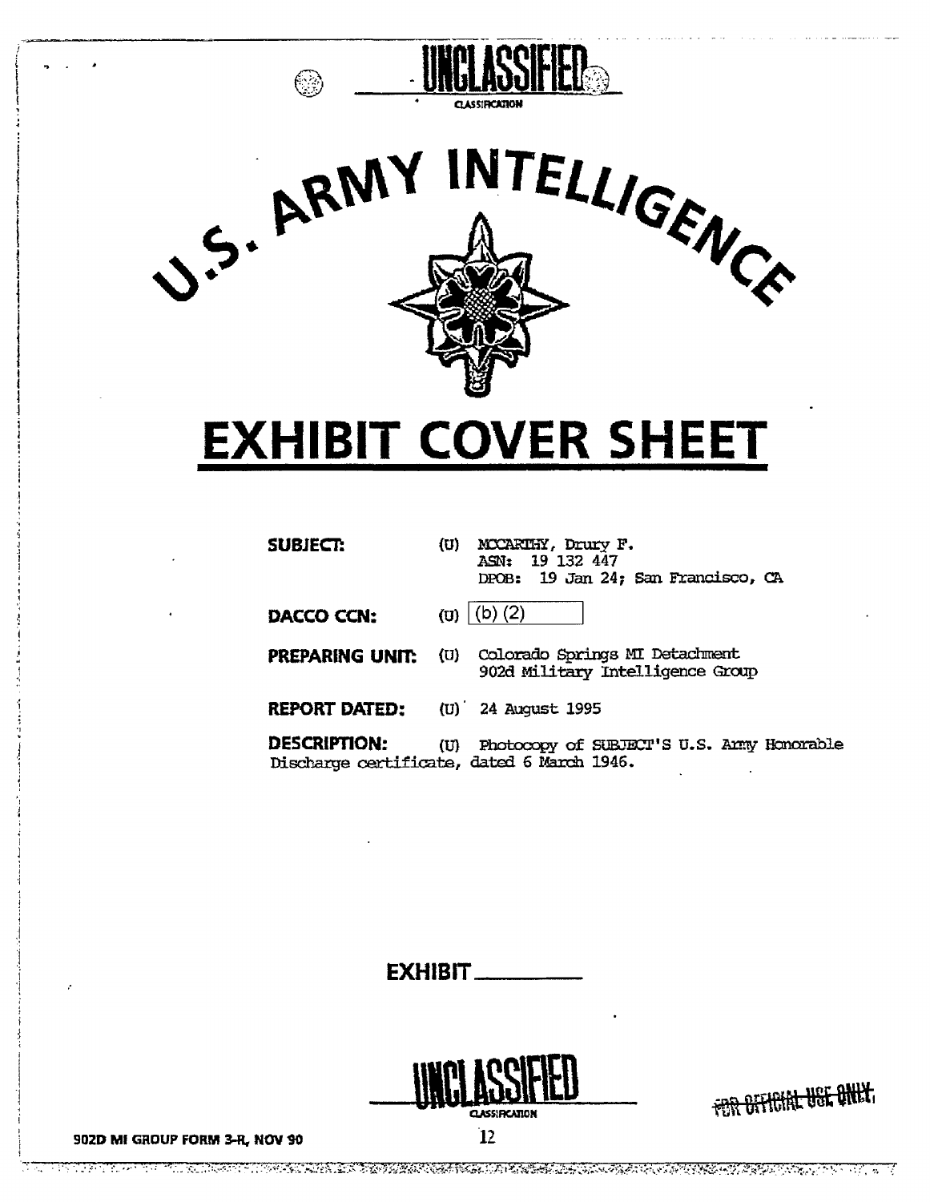UNCLASSIFIED

CLASSIFICATION

# U.S. ARMY INTELLIGENCE

# EXHIBIT COVER SHEET

**SUBJECT:** (U) MCCARTHY, Drury F.
ASN: 19 132 447
DPOB: 19 Jan 24; San Francisco, CA

**DACCO CCN:** (U) (b) (2)

**PREPARING UNIT:** (U) Colorado Springs MI Detachment
902d Military Intelligence Group

**REPORT DATED:** (U) 24 August 1995

**DESCRIPTION:** (U) Photocopy of SUBJECT'S U.S. Army Honorable Discharge certificate, dated 6 March 1946.

**EXHIBIT** \_\_\_\_\_\_\_\_

UNCLASSIFIED

CLASSIFICATION

~~FOR OFFICIAL USE ONLY~~

902D MI GROUP FORM 3-R, NOV 90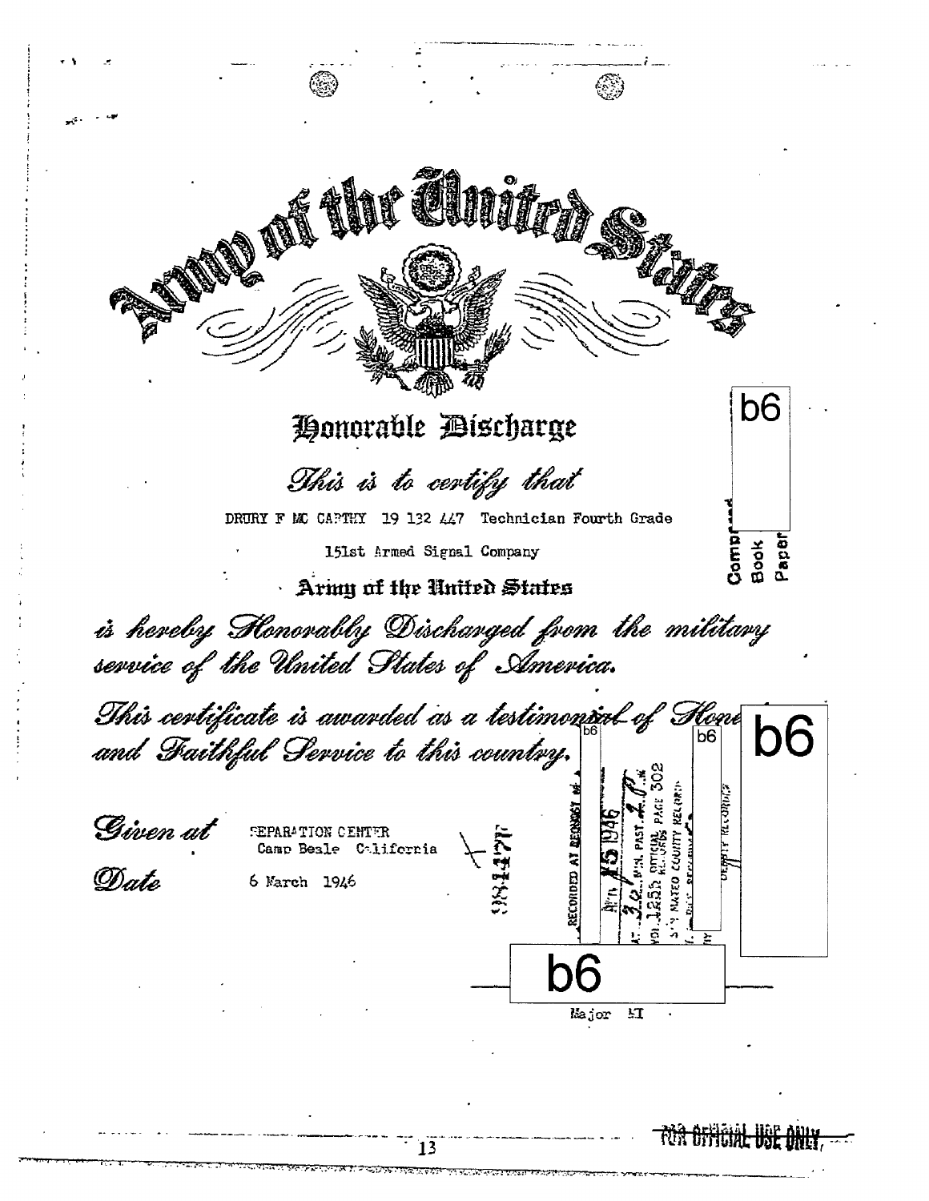# Army of the United States

## Honorable Discharge

*This is to certify that*

DRURY F MC CARTHY 19 132 447 Technician Fourth Grade

151st Armed Signal Company

**Army of the United States**

*is hereby Honorably Discharged from the military service of the United States of America.*

*This certificate is awarded as a testimonial of Honest and Faithful Service to this country.*

*Given at* SEPARATION CENTER
Camp Beale California

*Date* 6 March 1946

b6

Major MI

RECORDED AT REQUEST OF
MAR 15 1946
AT 30 MIN. PAST 2 P.M.
VOL 1255 OFFICIAL RECORDS PAGE 302
SAN MATEO COUNTY RECORDS
DEPUTY RECORDER

b6 b6 b6

Compared
Book
Paper

b6

FOR OFFICIAL USE ONLY